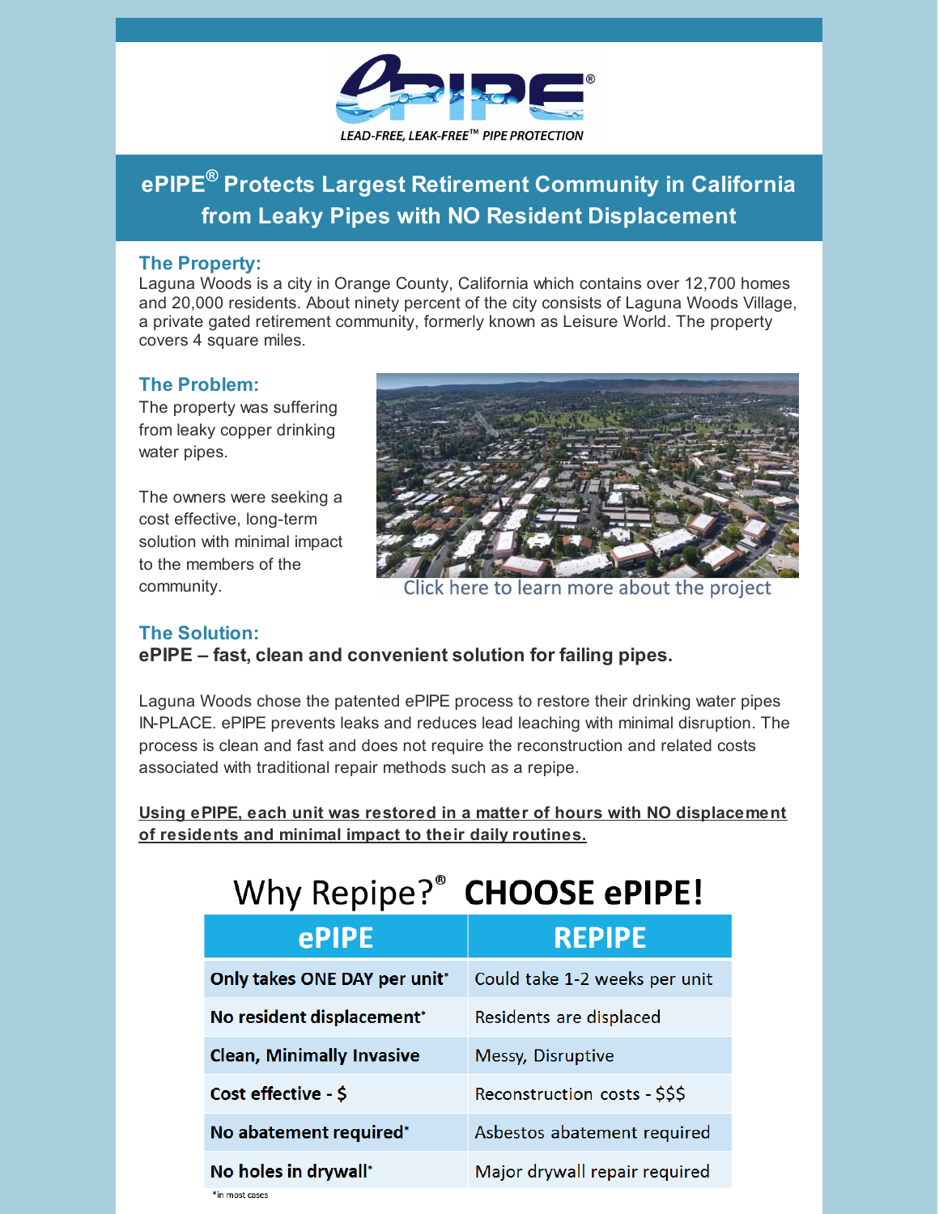LEAD-FREE, LEAK-FREE™ PIPE PROTECTION

# ePIPE® Protects Largest Retirement Community in California from Leaky Pipes with NO Resident Displacement

## The Property:

Laguna Woods is a city in Orange County, California which contains over 12,700 homes and 20,000 residents. About ninety percent of the city consists of Laguna Woods Village, a private gated retirement community, formerly known as Leisure World. The property covers 4 square miles.

## The Problem:

The property was suffering from leaky copper drinking water pipes.

The owners were seeking a cost effective, long-term solution with minimal impact to the members of the community.

Click here to learn more about the project

## The Solution:

**ePIPE – fast, clean and convenient solution for failing pipes.**

Laguna Woods chose the patented ePIPE process to restore their drinking water pipes IN-PLACE. ePIPE prevents leaks and reduces lead leaching with minimal disruption. The process is clean and fast and does not require the reconstruction and related costs associated with traditional repair methods such as a repipe.

**Using ePIPE, each unit was restored in a matter of hours with NO displacement of residents and minimal impact to their daily routines.**

## Why Repipe?® CHOOSE ePIPE!

| ePIPE | REPIPE |
|---|---|
| **Only takes ONE DAY per unit*** | Could take 1-2 weeks per unit |
| **No resident displacement*** | Residents are displaced |
| **Clean, Minimally Invasive** | Messy, Disruptive |
| **Cost effective - $** | Reconstruction costs - $$$ |
| **No abatement required*** | Asbestos abatement required |
| **No holes in drywall*** | Major drywall repair required |

*in most cases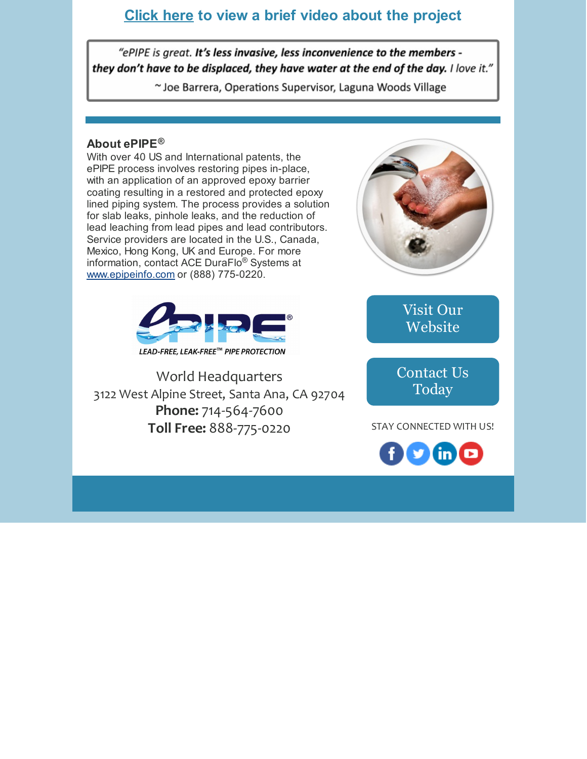**Click here to view a brief video about the project**

> *"ePIPE is great. **It's less invasive, less inconvenience to the members - they don't have to be displaced, they have water at the end of the day.** I love it."*
>
> ~ Joe Barrera, Operations Supervisor, Laguna Woods Village

**About ePIPE®**

With over 40 US and International patents, the ePIPE process involves restoring pipes in-place, with an application of an approved epoxy barrier coating resulting in a restored and protected epoxy lined piping system. The process provides a solution for slab leaks, pinhole leaks, and the reduction of lead leaching from lead pipes and lead contributors. Service providers are located in the U.S., Canada, Mexico, Hong Kong, UK and Europe. For more information, contact ACE DuraFlo® Systems at www.epipeinfo.com or (888) 775-0220.

ePIPE®

LEAD-FREE, LEAK-FREE™ PIPE PROTECTION

World Headquarters
3122 West Alpine Street, Santa Ana, CA 92704
**Phone:** 714-564-7600
**Toll Free:** 888-775-0220

Visit Our Website

Contact Us Today

STAY CONNECTED WITH US!